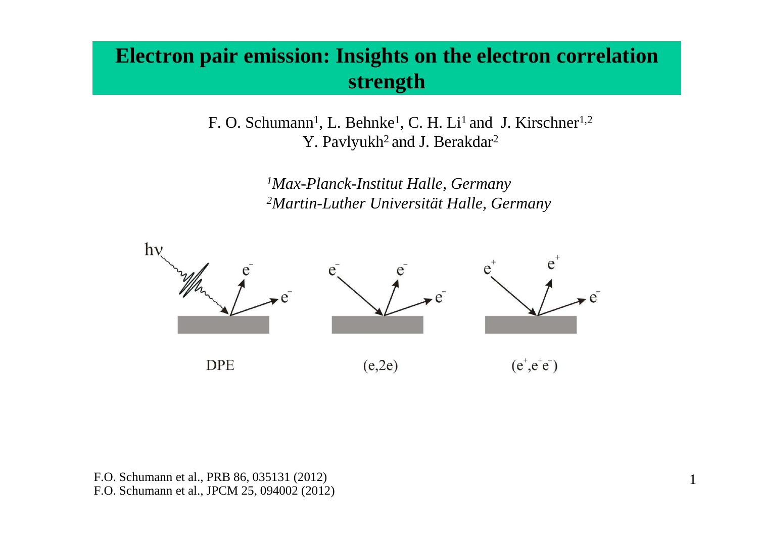# Electron pair emission: Insights on the electron correlation strength

F. O. Schumann[1], L. Behnke[1], C. H. Li[1] and J. Kirschner[1,2]
Y. Pavlyukh[2] and J. Berakdar[2]

*[1]Max-Planck-Institut Halle, Germany*
*[2]Martin-Luther Universität Halle, Germany*

DPE $(e,2e)$ $(e^+,e^+e^-)$

F.O. Schumann et al., PRB 86, 035131 (2012)
F.O. Schumann et al., JPCM 25, 094002 (2012)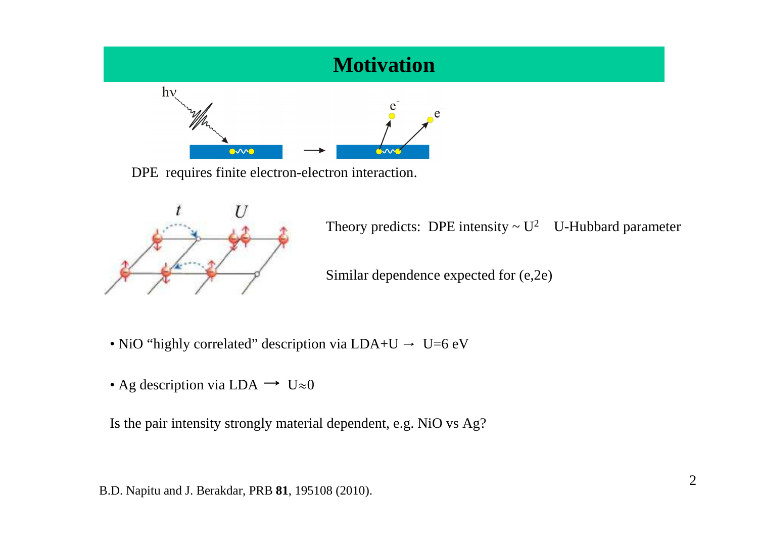# Motivation

DPE requires finite electron-electron interaction.

Theory predicts: DPE intensity ~ $U^2$ U-Hubbard parameter

Similar dependence expected for (e,2e)

- NiO "highly correlated" description via LDA+U → U=6 eV
- Ag description via LDA → $U \approx 0$

Is the pair intensity strongly material dependent, e.g. NiO vs Ag?

B.D. Napitu and J. Berakdar, PRB **81**, 195108 (2010).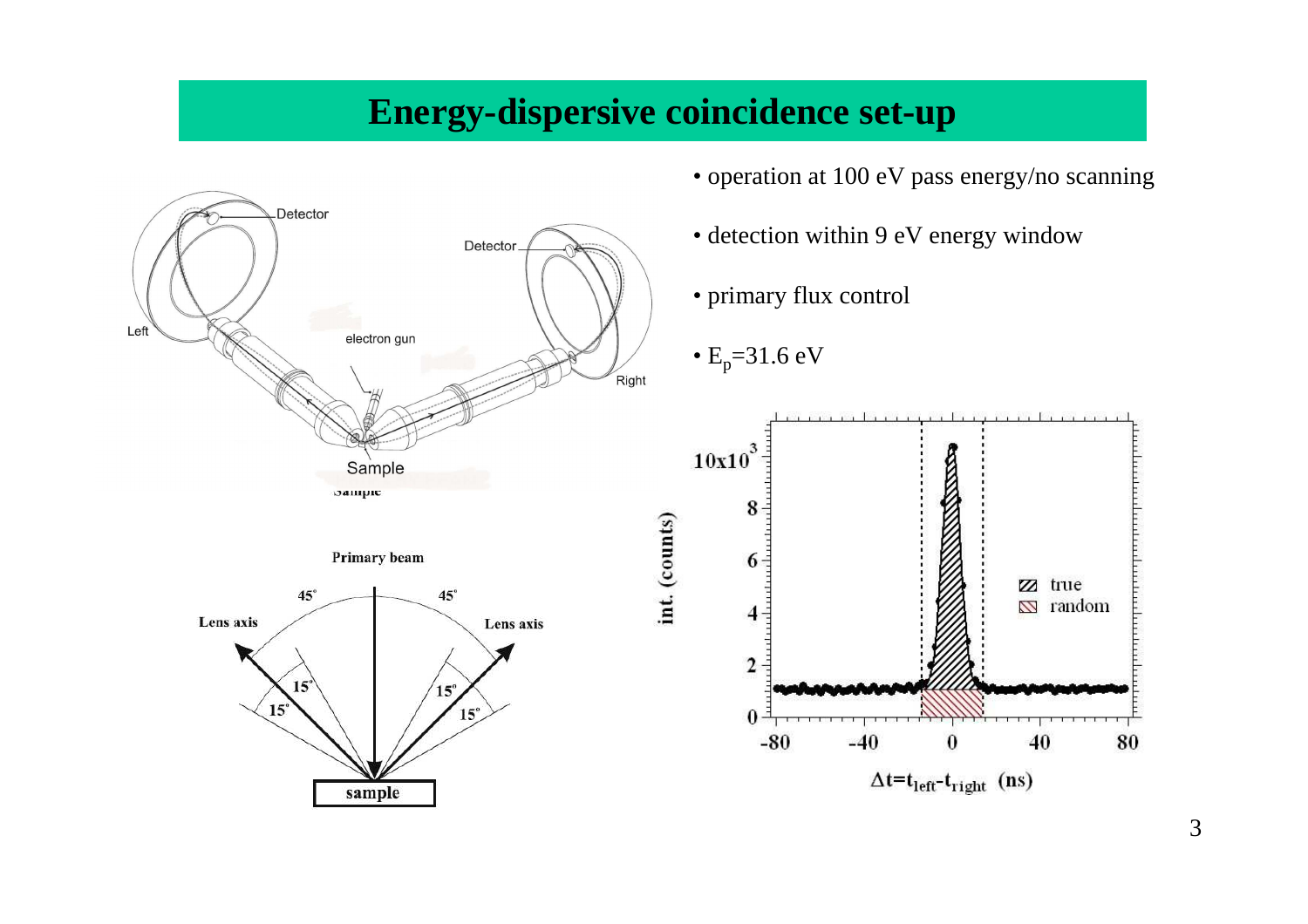# Energy-dispersive coincidence set-up

- operation at 100 eV pass energy/no scanning
- detection within 9 eV energy window
- primary flux control
- $E_p$=31.6 eV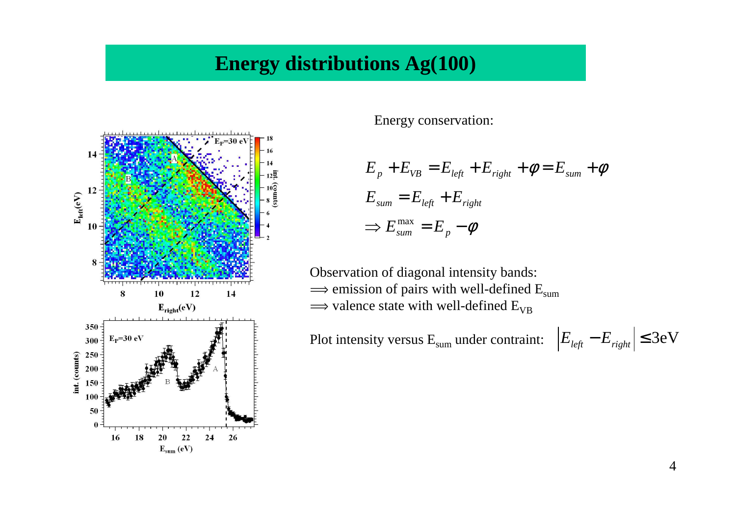# Energy distributions Ag(100)

Energy conservation:

$$E_p + E_{VB} = E_{left} + E_{right} + \phi = E_{sum} + \phi$$

$$E_{sum} = E_{left} + E_{right}$$

$$\Rightarrow E_{sum}^{max} = E_p - \phi$$

Observation of diagonal intensity bands:

$\Longrightarrow$ emission of pairs with well-defined $E_{sum}$

$\Longrightarrow$ valence state with well-defined $E_{VB}$

Plot intensity versus $E_{sum}$ under contraint: $\left| E_{left} - E_{right} \right| \leq 3\text{eV}$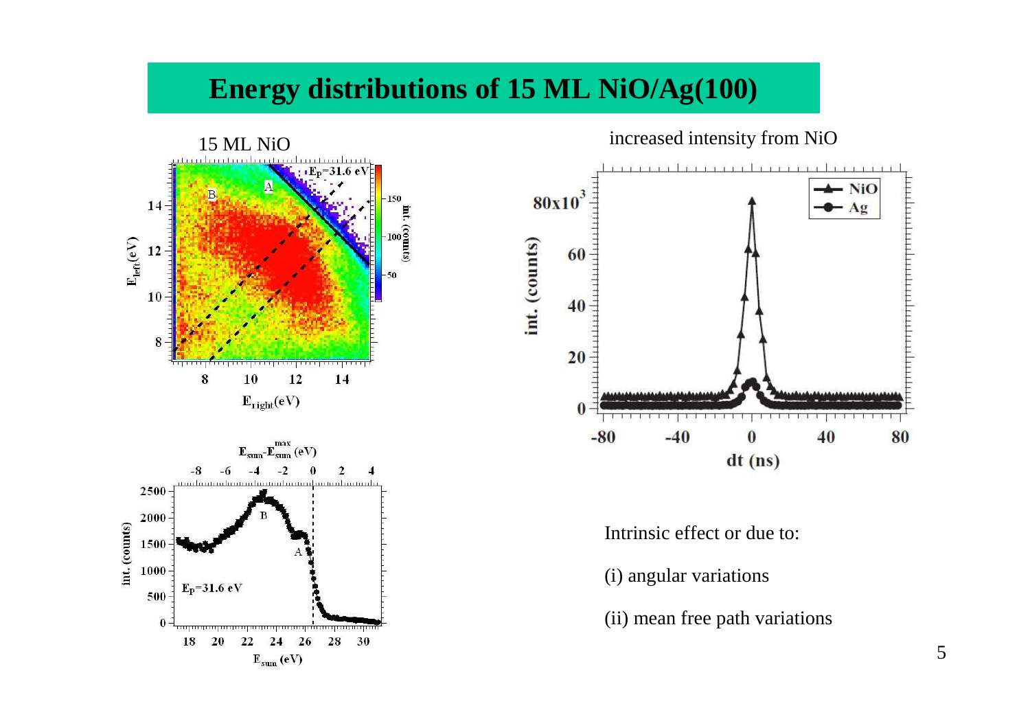# Energy distributions of 15 ML NiO/Ag(100)

15 ML NiO

increased intensity from NiO

Intrinsic effect or due to:

(i) angular variations

(ii) mean free path variations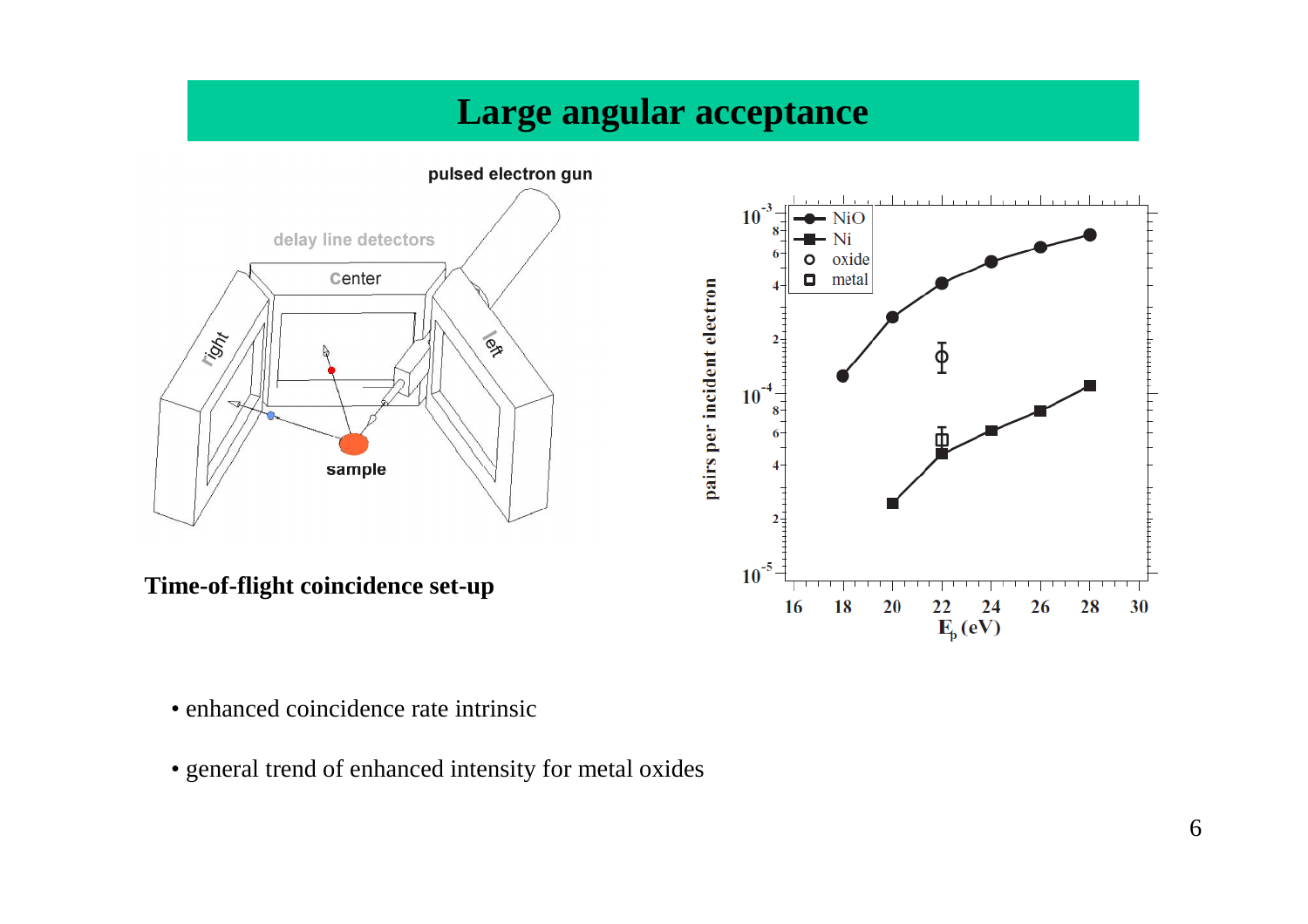# Large angular acceptance

Time-of-flight coincidence set-up

- enhanced coincidence rate intrinsic
- general trend of enhanced intensity for metal oxides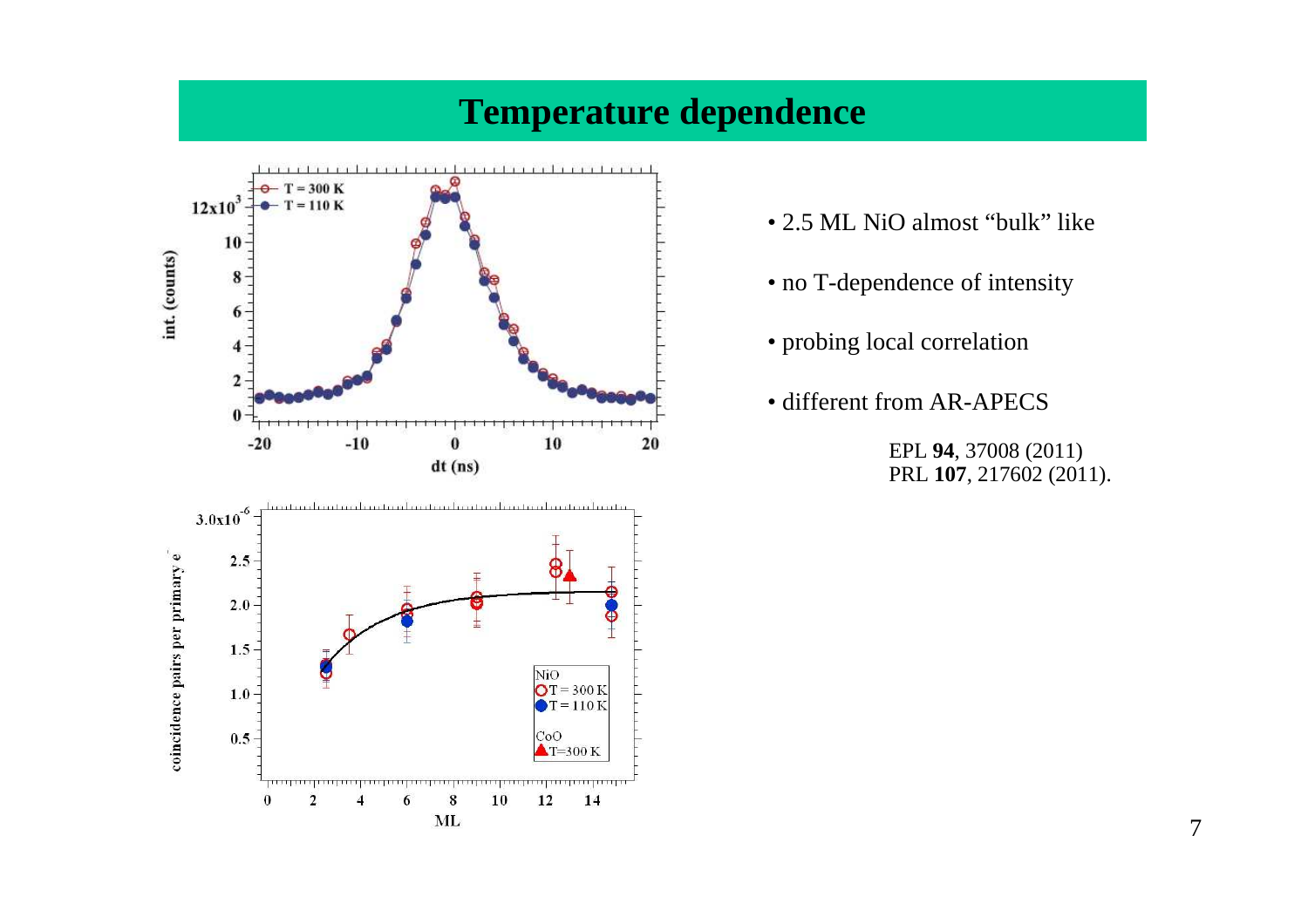# Temperature dependence

- 2.5 ML NiO almost "bulk" like
- no T-dependence of intensity
- probing local correlation
- different from AR-APECS

EPL **94**, 37008 (2011)
PRL **107**, 217602 (2011).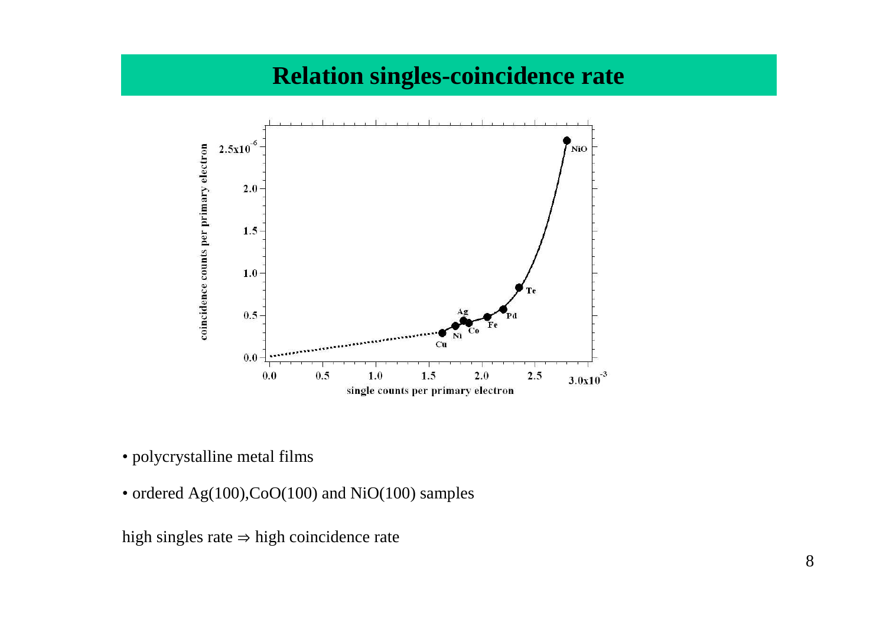# Relation singles-coincidence rate

- polycrystalline metal films
- ordered Ag(100), CoO(100) and NiO(100) samples

high singles rate $\Rightarrow$ high coincidence rate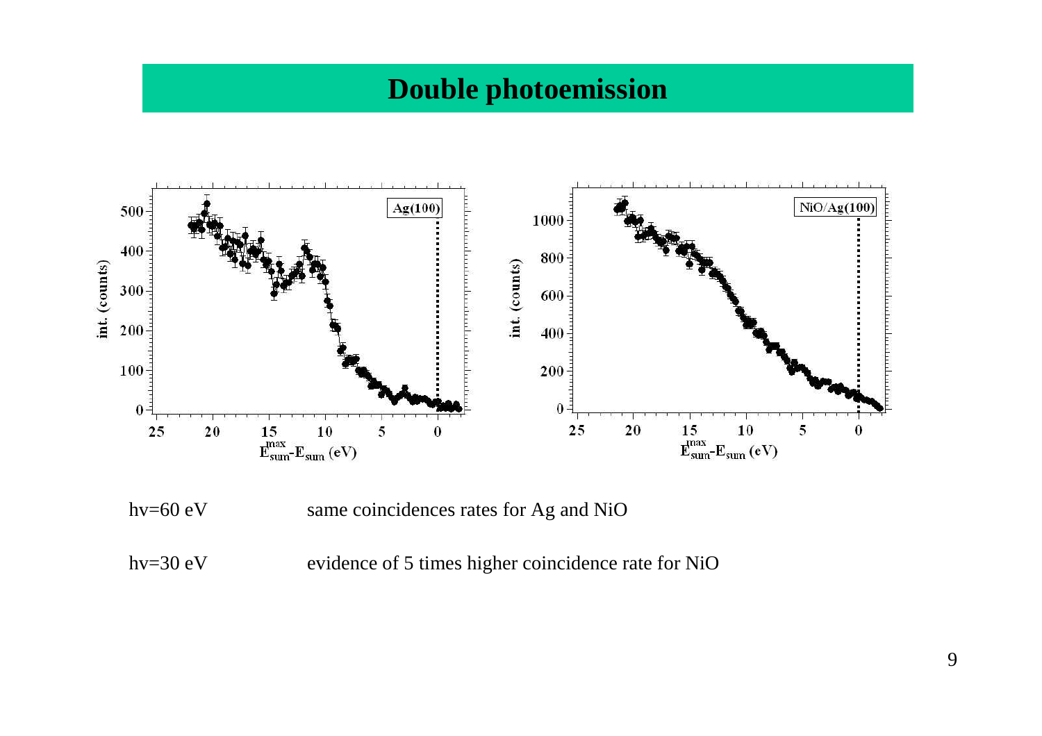# Double photoemission

hv=60 eV    same coincidences rates for Ag and NiO

hv=30 eV    evidence of 5 times higher coincidence rate for NiO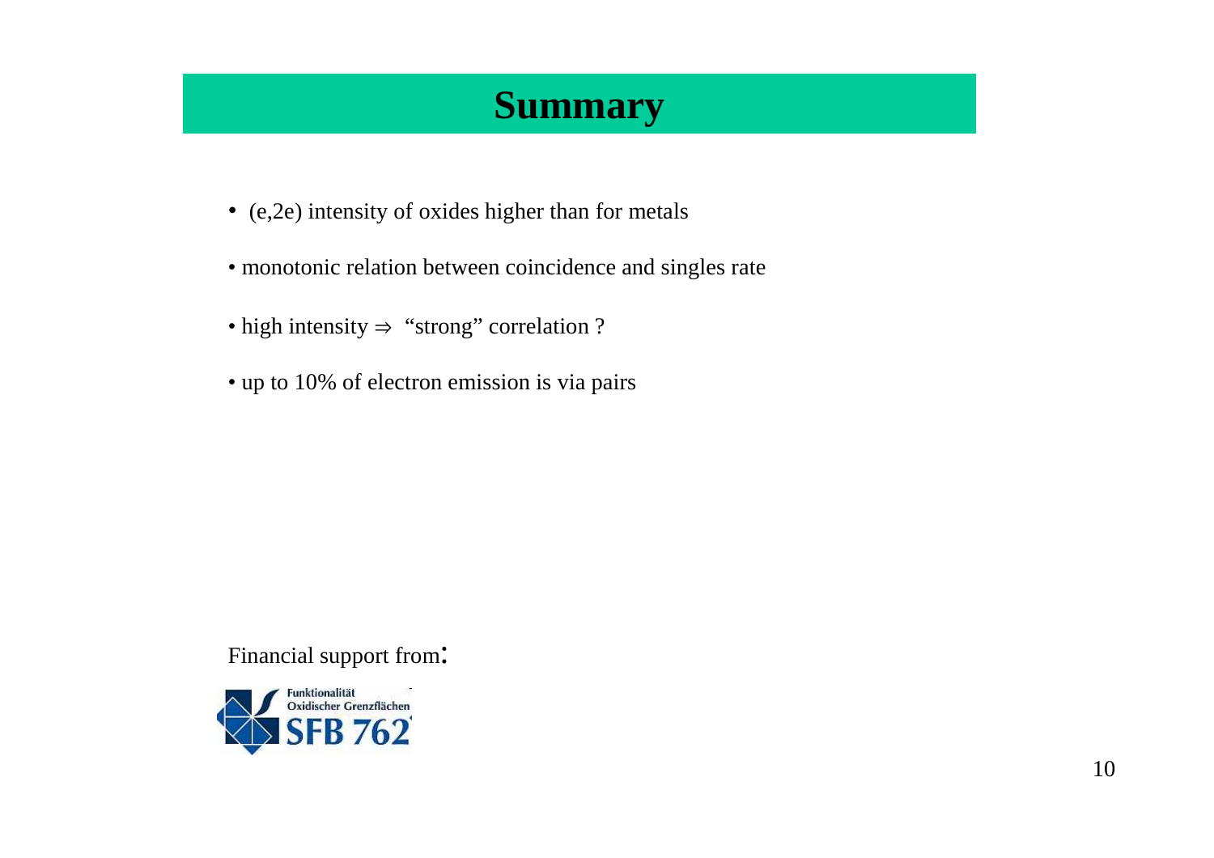# Summary

- (e,2e) intensity of oxides higher than for metals
- monotonic relation between coincidence and singles rate
- high intensity ⇒ "strong" correlation ?
- up to 10% of electron emission is via pairs

Financial support from:

Funktionalität Oxidischer Grenzflächen SFB 762